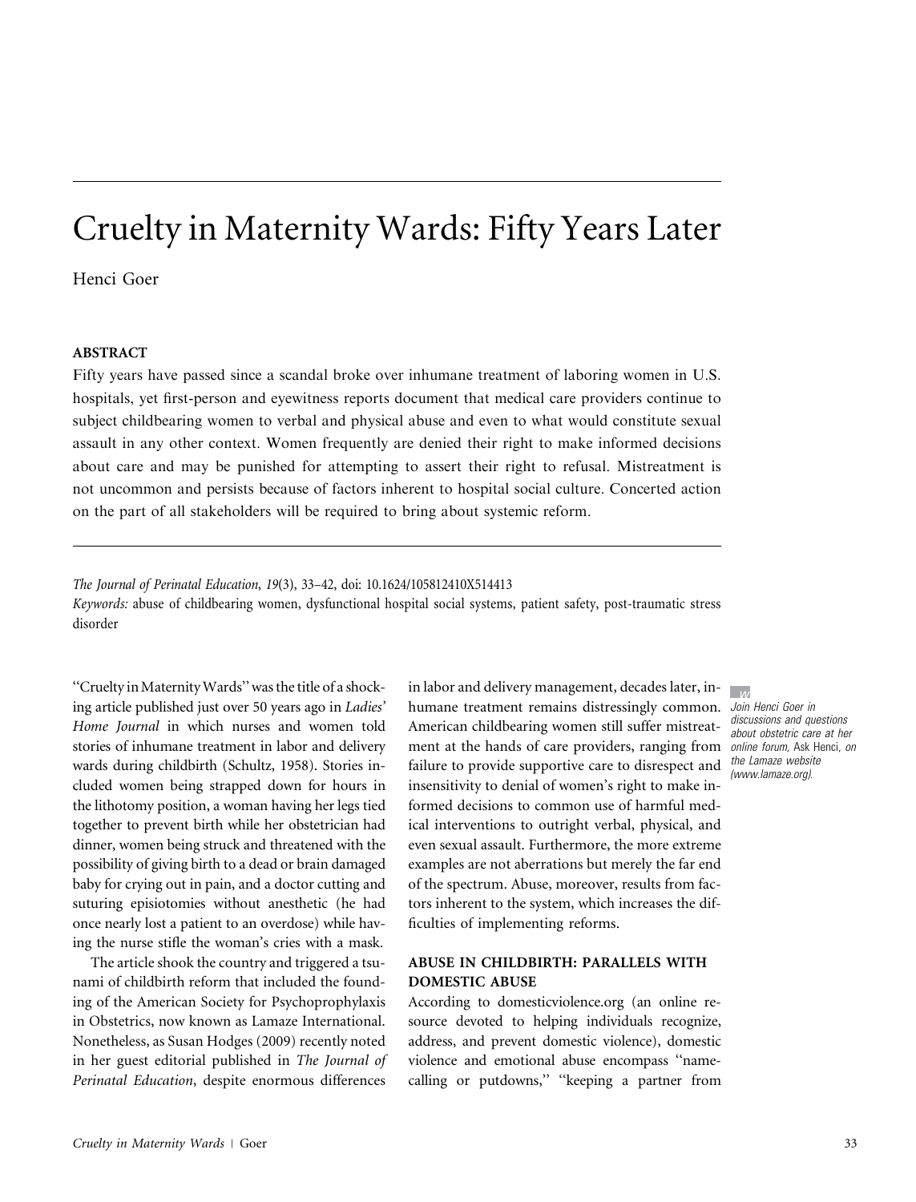# Cruelty in Maternity Wards: Fifty Years Later

Henci Goer

## ABSTRACT

Fifty years have passed since a scandal broke over inhumane treatment of laboring women in U.S. hospitals, yet first-person and eyewitness reports document that medical care providers continue to subject childbearing women to verbal and physical abuse and even to what would constitute sexual assault in any other context. Women frequently are denied their right to make informed decisions about care and may be punished for attempting to assert their right to refusal. Mistreatment is not uncommon and persists because of factors inherent to hospital social culture. Concerted action on the part of all stakeholders will be required to bring about systemic reform.

*The Journal of Perinatal Education*, *19*(3), 33–42, doi: 10.1624/105812410X514413

*Keywords:* abuse of childbearing women, dysfunctional hospital social systems, patient safety, post-traumatic stress disorder

"Cruelty in Maternity Wards" was the title of a shocking article published just over 50 years ago in *Ladies' Home Journal* in which nurses and women told stories of inhumane treatment in labor and delivery wards during childbirth (Schultz, 1958). Stories included women being strapped down for hours in the lithotomy position, a woman having her legs tied together to prevent birth while her obstetrician had dinner, women being struck and threatened with the possibility of giving birth to a dead or brain damaged baby for crying out in pain, and a doctor cutting and suturing episiotomies without anesthetic (he had once nearly lost a patient to an overdose) while having the nurse stifle the woman's cries with a mask.

The article shook the country and triggered a tsunami of childbirth reform that included the founding of the American Society for Psychoprophylaxis in Obstetrics, now known as Lamaze International. Nonetheless, as Susan Hodges (2009) recently noted in her guest editorial published in *The Journal of Perinatal Education*, despite enormous differences in labor and delivery management, decades later, inhumane treatment remains distressingly common. American childbearing women still suffer mistreatment at the hands of care providers, ranging from failure to provide supportive care to disrespect and insensitivity to denial of women's right to make informed decisions to common use of harmful medical interventions to outright verbal, physical, and even sexual assault. Furthermore, the more extreme examples are not aberrations but merely the far end of the spectrum. Abuse, moreover, results from factors inherent to the system, which increases the difficulties of implementing reforms.

*Join Henci Goer in discussions and questions about obstetric care at her online forum,* Ask Henci, *on the Lamaze website (www.lamaze.org).*

## ABUSE IN CHILDBIRTH: PARALLELS WITH DOMESTIC ABUSE

According to domesticviolence.org (an online resource devoted to helping individuals recognize, address, and prevent domestic violence), domestic violence and emotional abuse encompass "name-calling or putdowns," "keeping a partner from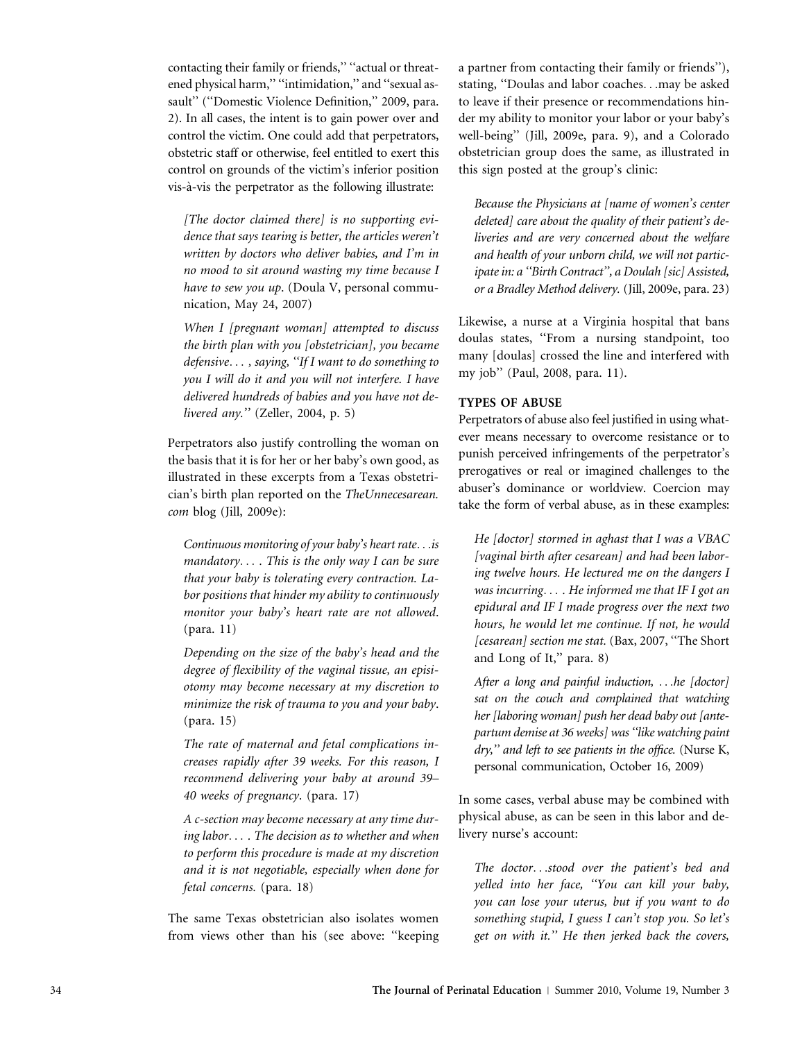contacting their family or friends,'' ''actual or threatened physical harm,'' ''intimidation,'' and ''sexual assault'' (''Domestic Violence Definition,'' 2009, para. 2). In all cases, the intent is to gain power over and control the victim. One could add that perpetrators, obstetric staff or otherwise, feel entitled to exert this control on grounds of the victim's inferior position vis-à-vis the perpetrator as the following illustrate:

> *[The doctor claimed there] is no supporting evidence that says tearing is better, the articles weren't written by doctors who deliver babies, and I'm in no mood to sit around wasting my time because I have to sew you up*. (Doula V, personal communication, May 24, 2007)

> *When I [pregnant woman] attempted to discuss the birth plan with you [obstetrician], you became defensive. . . , saying, ''If I want to do something to you I will do it and you will not interfere. I have delivered hundreds of babies and you have not delivered any.''* (Zeller, 2004, p. 5)

Perpetrators also justify controlling the woman on the basis that it is for her or her baby's own good, as illustrated in these excerpts from a Texas obstetrician's birth plan reported on the *TheUnnecesarean.com* blog (Jill, 2009e):

> *Continuous monitoring of your baby's heart rate. . .is mandatory. . . . This is the only way I can be sure that your baby is tolerating every contraction. Labor positions that hinder my ability to continuously monitor your baby's heart rate are not allowed*. (para. 11)

> *Depending on the size of the baby's head and the degree of flexibility of the vaginal tissue, an episiotomy may become necessary at my discretion to minimize the risk of trauma to you and your baby*. (para. 15)

> *The rate of maternal and fetal complications increases rapidly after 39 weeks. For this reason, I recommend delivering your baby at around 39–40 weeks of pregnancy*. (para. 17)

> *A c-section may become necessary at any time during labor. . . . The decision as to whether and when to perform this procedure is made at my discretion and it is not negotiable, especially when done for fetal concerns*. (para. 18)

The same Texas obstetrician also isolates women from views other than his (see above: ''keeping a partner from contacting their family or friends''), stating, ''Doulas and labor coaches. . .may be asked to leave if their presence or recommendations hinder my ability to monitor your labor or your baby's well-being'' (Jill, 2009e, para. 9), and a Colorado obstetrician group does the same, as illustrated in this sign posted at the group's clinic:

> *Because the Physicians at [name of women's center deleted] care about the quality of their patient's deliveries and are very concerned about the welfare and health of your unborn child, we will not participate in: a ''Birth Contract'', a Doulah [sic] Assisted, or a Bradley Method delivery*. (Jill, 2009e, para. 23)

Likewise, a nurse at a Virginia hospital that bans doulas states, ''From a nursing standpoint, too many [doulas] crossed the line and interfered with my job'' (Paul, 2008, para. 11).

## TYPES OF ABUSE

Perpetrators of abuse also feel justified in using whatever means necessary to overcome resistance or to punish perceived infringements of the perpetrator's prerogatives or real or imagined challenges to the abuser's dominance or worldview. Coercion may take the form of verbal abuse, as in these examples:

> *He [doctor] stormed in aghast that I was a VBAC [vaginal birth after cesarean] and had been laboring twelve hours. He lectured me on the dangers I was incurring. . . . He informed me that IF I got an epidural and IF I made progress over the next two hours, he would let me continue. If not, he would [cesarean] section me stat*. (Bax, 2007, ''The Short and Long of It,'' para. 8)

> *After a long and painful induction, . . .he [doctor] sat on the couch and complained that watching her [laboring woman] push her dead baby out [antepartum demise at 36 weeks] was ''like watching paint dry,'' and left to see patients in the office*. (Nurse K, personal communication, October 16, 2009)

In some cases, verbal abuse may be combined with physical abuse, as can be seen in this labor and delivery nurse's account:

> *The doctor. . .stood over the patient's bed and yelled into her face, ''You can kill your baby, you can lose your uterus, but if you want to do something stupid, I guess I can't stop you. So let's get on with it.'' He then jerked back the covers,*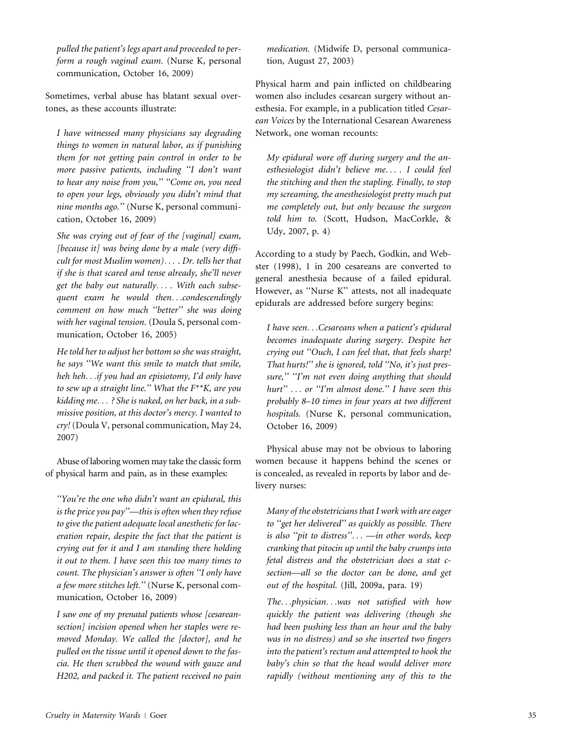*pulled the patient's legs apart and proceeded to perform a rough vaginal exam.* (Nurse K, personal communication, October 16, 2009)

Sometimes, verbal abuse has blatant sexual overtones, as these accounts illustrate:

> *I have witnessed many physicians say degrading things to women in natural labor, as if punishing them for not getting pain control in order to be more passive patients, including "I don't want to hear any noise from you," "Come on, you need to open your legs, obviously you didn't mind that nine months ago."* (Nurse K, personal communication, October 16, 2009)

> *She was crying out of fear of the [vaginal] exam, [because it] was being done by a male (very difficult for most Muslim women).... Dr. tells her that if she is that scared and tense already, she'll never get the baby out naturally.... With each subsequent exam he would then...condescendingly comment on how much "better" she was doing with her vaginal tension.* (Doula S, personal communication, October 16, 2005)

> *He told her to adjust her bottom so she was straight, he says "We want this smile to match that smile, heh heh...if you had an episiotomy, I'd only have to sew up a straight line." What the F**K, are you kidding me...? She is naked, on her back, in a submissive position, at this doctor's mercy. I wanted to cry!* (Doula V, personal communication, May 24, 2007)

Abuse of laboring women may take the classic form of physical harm and pain, as in these examples:

> *"You're the one who didn't want an epidural, this is the price you pay"—this is often when they refuse to give the patient adequate local anesthetic for laceration repair, despite the fact that the patient is crying out for it and I am standing there holding it out to them. I have seen this too many times to count. The physician's answer is often "I only have a few more stitches left."* (Nurse K, personal communication, October 16, 2009)

> *I saw one of my prenatal patients whose [cesarean-section] incision opened when her staples were removed Monday. We called the [doctor], and he pulled on the tissue until it opened down to the fascia. He then scrubbed the wound with gauze and H2O2, and packed it. The patient received no pain medication.* (Midwife D, personal communication, August 27, 2003)

Physical harm and pain inflicted on childbearing women also includes cesarean surgery without anesthesia. For example, in a publication titled *Cesarean Voices* by the International Cesarean Awareness Network, one woman recounts:

> *My epidural wore off during surgery and the anesthesiologist didn't believe me.... I could feel the stitching and then the stapling. Finally, to stop my screaming, the anesthesiologist pretty much put me completely out, but only because the surgeon told him to.* (Scott, Hudson, MacCorkle, & Udy, 2007, p. 4)

According to a study by Paech, Godkin, and Webster (1998), 1 in 200 cesareans are converted to general anesthesia because of a failed epidural. However, as "Nurse K" attests, not all inadequate epidurals are addressed before surgery begins:

> *I have seen...Cesareans when a patient's epidural becomes inadequate during surgery. Despite her crying out "Ouch, I can feel that, that feels sharp! That hurts!" she is ignored, told "No, it's just pressure," "I'm not even doing anything that should hurt" ... or "I'm almost done." I have seen this probably 8–10 times in four years at two different hospitals.* (Nurse K, personal communication, October 16, 2009)

Physical abuse may not be obvious to laboring women because it happens behind the scenes or is concealed, as revealed in reports by labor and delivery nurses:

> *Many of the obstetricians that I work with are eager to "get her delivered" as quickly as possible. There is also "pit to distress"... —in other words, keep cranking that pitocin up until the baby crumps into fetal distress and the obstetrician does a stat c-section—all so the doctor can be done, and get out of the hospital.* (Jill, 2009a, para. 19)

> *The...physician...was not satisfied with how quickly the patient was delivering (though she had been pushing less than an hour and the baby was in no distress) and so she inserted two fingers into the patient's rectum and attempted to hook the baby's chin so that the head would deliver more rapidly (without mentioning any of this to the*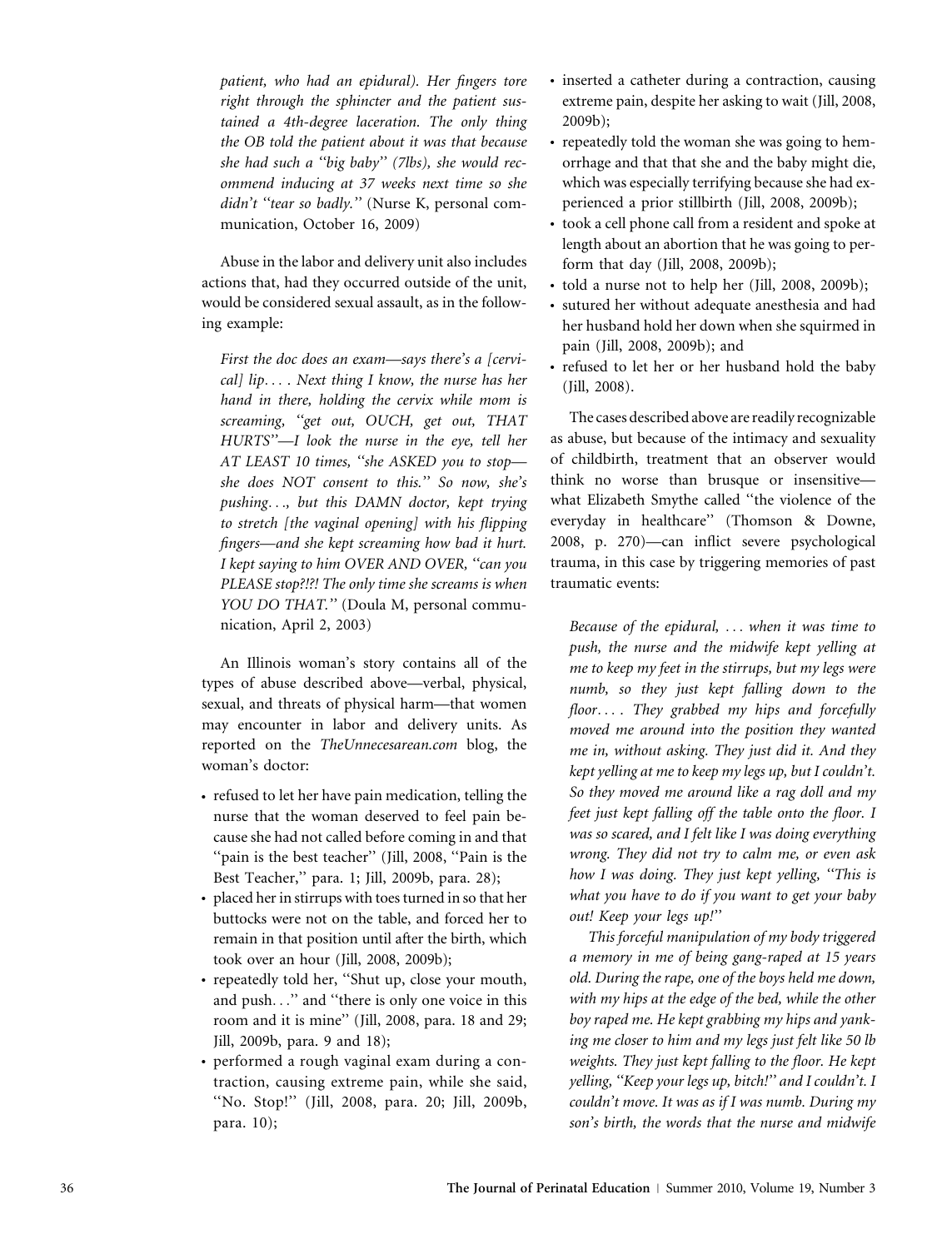*patient, who had an epidural). Her fingers tore right through the sphincter and the patient sustained a 4th-degree laceration. The only thing the OB told the patient about it was that because she had such a "big baby" (7lbs), she would recommend inducing at 37 weeks next time so she didn't "tear so badly."* (Nurse K, personal communication, October 16, 2009)

Abuse in the labor and delivery unit also includes actions that, had they occurred outside of the unit, would be considered sexual assault, as in the following example:

*First the doc does an exam—says there's a [cervical] lip.... Next thing I know, the nurse has her hand in there, holding the cervix while mom is screaming, "get out, OUCH, get out, THAT HURTS"—I look the nurse in the eye, tell her AT LEAST 10 times, "she ASKED you to stop—she does NOT consent to this." So now, she's pushing..., but this DAMN doctor, kept trying to stretch [the vaginal opening] with his flipping fingers—and she kept screaming how bad it hurt. I kept saying to him OVER AND OVER, "can you PLEASE stop?!?! The only time she screams is when YOU DO THAT."* (Doula M, personal communication, April 2, 2003)

An Illinois woman's story contains all of the types of abuse described above—verbal, physical, sexual, and threats of physical harm—that women may encounter in labor and delivery units. As reported on the *TheUnnecesarean.com* blog, the woman's doctor:

- refused to let her have pain medication, telling the nurse that the woman deserved to feel pain because she had not called before coming in and that "pain is the best teacher" (Jill, 2008, "Pain is the Best Teacher," para. 1; Jill, 2009b, para. 28);
- placed her in stirrups with toes turned in so that her buttocks were not on the table, and forced her to remain in that position until after the birth, which took over an hour (Jill, 2008, 2009b);
- repeatedly told her, "Shut up, close your mouth, and push..." and "there is only one voice in this room and it is mine" (Jill, 2008, para. 18 and 29; Jill, 2009b, para. 9 and 18);
- performed a rough vaginal exam during a contraction, causing extreme pain, while she said, "No. Stop!" (Jill, 2008, para. 20; Jill, 2009b, para. 10);
- inserted a catheter during a contraction, causing extreme pain, despite her asking to wait (Jill, 2008, 2009b);
- repeatedly told the woman she was going to hemorrhage and that that she and the baby might die, which was especially terrifying because she had experienced a prior stillbirth (Jill, 2008, 2009b);
- took a cell phone call from a resident and spoke at length about an abortion that he was going to perform that day (Jill, 2008, 2009b);
- told a nurse not to help her (Jill, 2008, 2009b);
- sutured her without adequate anesthesia and had her husband hold her down when she squirmed in pain (Jill, 2008, 2009b); and
- refused to let her or her husband hold the baby (Jill, 2008).

The cases described above are readily recognizable as abuse, but because of the intimacy and sexuality of childbirth, treatment that an observer would think no worse than brusque or insensitive—what Elizabeth Smythe called "the violence of the everyday in healthcare" (Thomson & Downe, 2008, p. 270)—can inflict severe psychological trauma, in this case by triggering memories of past traumatic events:

*Because of the epidural, ... when it was time to push, the nurse and the midwife kept yelling at me to keep my feet in the stirrups, but my legs were numb, so they just kept falling down to the floor.... They grabbed my hips and forcefully moved me around into the position they wanted me in, without asking. They just did it. And they kept yelling at me to keep my legs up, but I couldn't. So they moved me around like a rag doll and my feet just kept falling off the table onto the floor. I was so scared, and I felt like I was doing everything wrong. They did not try to calm me, or even ask how I was doing. They just kept yelling, "This is what you have to do if you want to get your baby out! Keep your legs up!"*

*This forceful manipulation of my body triggered a memory in me of being gang-raped at 15 years old. During the rape, one of the boys held me down, with my hips at the edge of the bed, while the other boy raped me. He kept grabbing my hips and yanking me closer to him and my legs just felt like 50 lb weights. They just kept falling to the floor. He kept yelling, "Keep your legs up, bitch!" and I couldn't. I couldn't move. It was as if I was numb. During my son's birth, the words that the nurse and midwife*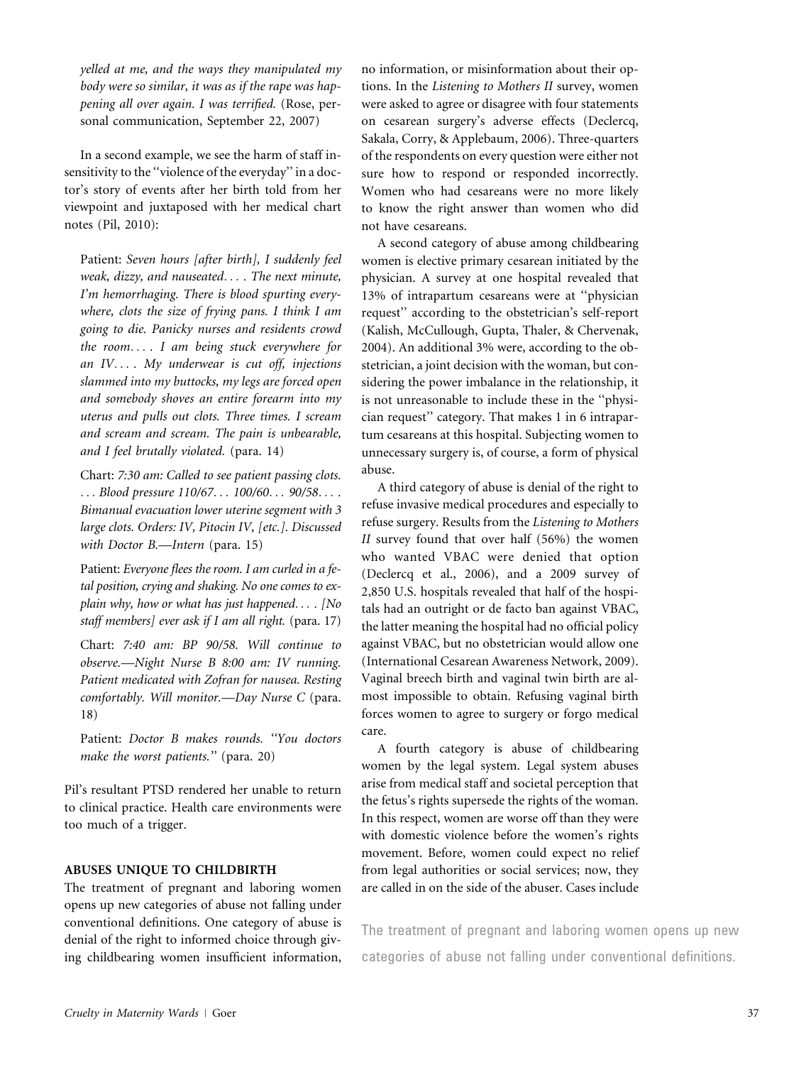*yelled at me, and the ways they manipulated my body were so similar, it was as if the rape was happening all over again. I was terrified.* (Rose, personal communication, September 22, 2007)

In a second example, we see the harm of staff insensitivity to the "violence of the everyday" in a doctor's story of events after her birth told from her viewpoint and juxtaposed with her medical chart notes (Pil, 2010):

> Patient: *Seven hours [after birth], I suddenly feel weak, dizzy, and nauseated.... The next minute, I'm hemorrhaging. There is blood spurting everywhere, clots the size of frying pans. I think I am going to die. Panicky nurses and residents crowd the room.... I am being stuck everywhere for an IV.... My underwear is cut off, injections slammed into my buttocks, my legs are forced open and somebody shoves an entire forearm into my uterus and pulls out clots. Three times. I scream and scream and scream. The pain is unbearable, and I feel brutally violated.* (para. 14)
>
> Chart: *7:30 am: Called to see patient passing clots. ... Blood pressure 110/67... 100/60... 90/58.... Bimanual evacuation lower uterine segment with 3 large clots. Orders: IV, Pitocin IV, [etc.]. Discussed with Doctor B.—Intern* (para. 15)
>
> Patient: *Everyone flees the room. I am curled in a fetal position, crying and shaking. No one comes to explain why, how or what has just happened.... [No staff members] ever ask if I am all right.* (para. 17)
>
> Chart: *7:40 am: BP 90/58. Will continue to observe.—Night Nurse B 8:00 am: IV running. Patient medicated with Zofran for nausea. Resting comfortably. Will monitor.—Day Nurse C* (para. 18)
>
> Patient: *Doctor B makes rounds. "You doctors make the worst patients."* (para. 20)

Pil's resultant PTSD rendered her unable to return to clinical practice. Health care environments were too much of a trigger.

## ABUSES UNIQUE TO CHILDBIRTH

The treatment of pregnant and laboring women opens up new categories of abuse not falling under conventional definitions. One category of abuse is denial of the right to informed choice through giving childbearing women insufficient information, no information, or misinformation about their options. In the *Listening to Mothers II* survey, women were asked to agree or disagree with four statements on cesarean surgery's adverse effects (Declercq, Sakala, Corry, & Applebaum, 2006). Three-quarters of the respondents on every question were either not sure how to respond or responded incorrectly. Women who had cesareans were no more likely to know the right answer than women who did not have cesareans.

A second category of abuse among childbearing women is elective primary cesarean initiated by the physician. A survey at one hospital revealed that 13% of intrapartum cesareans were at "physician request" according to the obstetrician's self-report (Kalish, McCullough, Gupta, Thaler, & Chervenak, 2004). An additional 3% were, according to the obstetrician, a joint decision with the woman, but considering the power imbalance in the relationship, it is not unreasonable to include these in the "physician request" category. That makes 1 in 6 intrapartum cesareans at this hospital. Subjecting women to unnecessary surgery is, of course, a form of physical abuse.

A third category of abuse is denial of the right to refuse invasive medical procedures and especially to refuse surgery. Results from the *Listening to Mothers II* survey found that over half (56%) the women who wanted VBAC were denied that option (Declercq et al., 2006), and a 2009 survey of 2,850 U.S. hospitals revealed that half of the hospitals had an outright or de facto ban against VBAC, the latter meaning the hospital had no official policy against VBAC, but no obstetrician would allow one (International Cesarean Awareness Network, 2009). Vaginal breech birth and vaginal twin birth are almost impossible to obtain. Refusing vaginal birth forces women to agree to surgery or forgo medical care.

A fourth category is abuse of childbearing women by the legal system. Legal system abuses arise from medical staff and societal perception that the fetus's rights supersede the rights of the woman. In this respect, women are worse off than they were with domestic violence before the women's rights movement. Before, women could expect no relief from legal authorities or social services; now, they are called in on the side of the abuser. Cases include

> The treatment of pregnant and laboring women opens up new categories of abuse not falling under conventional definitions.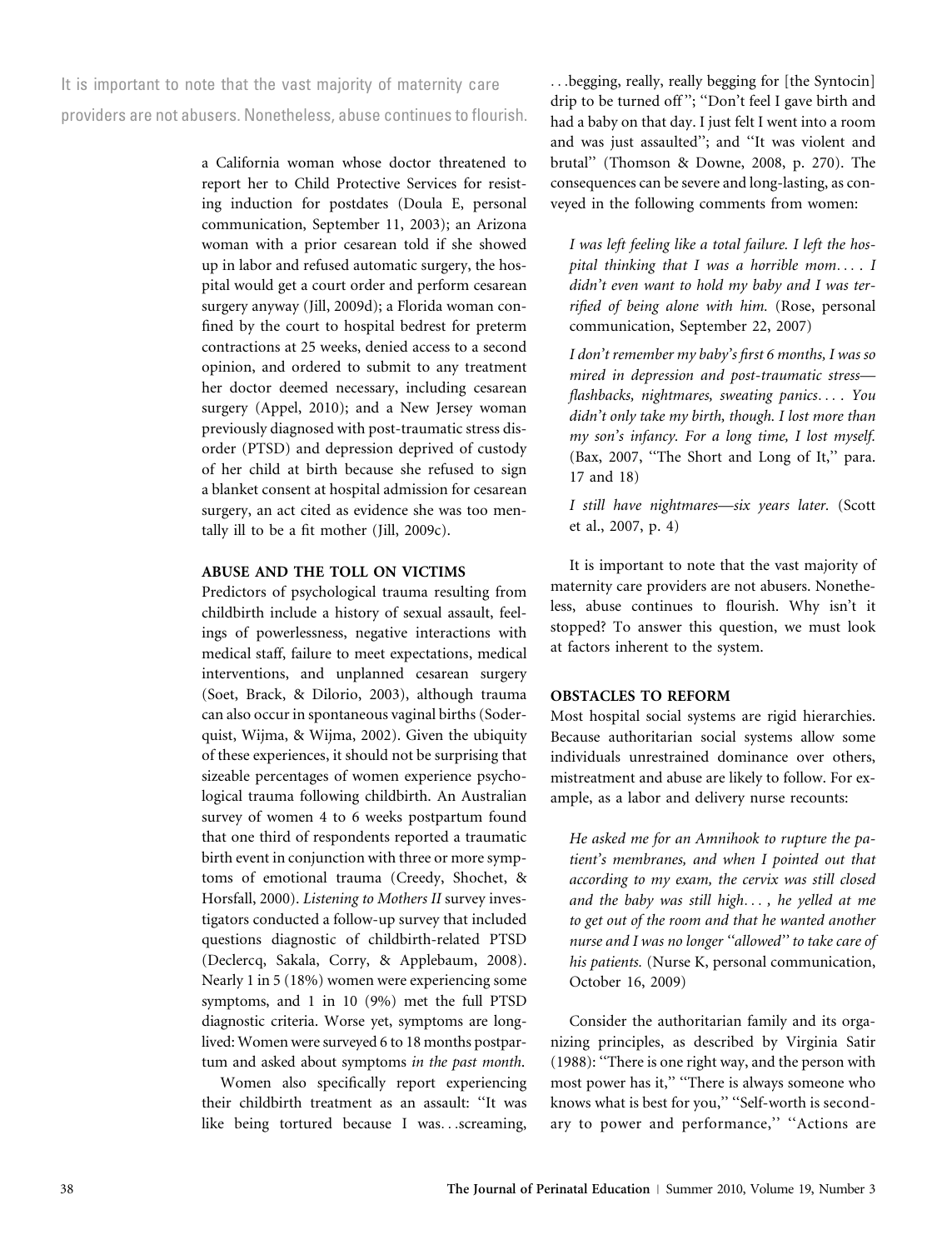It is important to note that the vast majority of maternity care providers are not abusers. Nonetheless, abuse continues to flourish.

a California woman whose doctor threatened to report her to Child Protective Services for resisting induction for postdates (Doula E, personal communication, September 11, 2003); an Arizona woman with a prior cesarean told if she showed up in labor and refused automatic surgery, the hospital would get a court order and perform cesarean surgery anyway (Jill, 2009d); a Florida woman confined by the court to hospital bedrest for preterm contractions at 25 weeks, denied access to a second opinion, and ordered to submit to any treatment her doctor deemed necessary, including cesarean surgery (Appel, 2010); and a New Jersey woman previously diagnosed with post-traumatic stress disorder (PTSD) and depression deprived of custody of her child at birth because she refused to sign a blanket consent at hospital admission for cesarean surgery, an act cited as evidence she was too mentally ill to be a fit mother (Jill, 2009c).

## ABUSE AND THE TOLL ON VICTIMS

Predictors of psychological trauma resulting from childbirth include a history of sexual assault, feelings of powerlessness, negative interactions with medical staff, failure to meet expectations, medical interventions, and unplanned cesarean surgery (Soet, Brack, & Dilorio, 2003), although trauma can also occur in spontaneous vaginal births (Soderquist, Wijma, & Wijma, 2002). Given the ubiquity of these experiences, it should not be surprising that sizeable percentages of women experience psychological trauma following childbirth. An Australian survey of women 4 to 6 weeks postpartum found that one third of respondents reported a traumatic birth event in conjunction with three or more symptoms of emotional trauma (Creedy, Shochet, & Horsfall, 2000). *Listening to Mothers II* survey investigators conducted a follow-up survey that included questions diagnostic of childbirth-related PTSD (Declercq, Sakala, Corry, & Applebaum, 2008). Nearly 1 in 5 (18%) women were experiencing some symptoms, and 1 in 10 (9%) met the full PTSD diagnostic criteria. Worse yet, symptoms are long-lived: Women were surveyed 6 to 18 months postpartum and asked about symptoms *in the past month.*

Women also specifically report experiencing their childbirth treatment as an assault: "It was like being tortured because I was...screaming, ...begging, really, really begging for [the Syntocin] drip to be turned off"; "Don't feel I gave birth and had a baby on that day. I just felt I went into a room and was just assaulted"; and "It was violent and brutal" (Thomson & Downe, 2008, p. 270). The consequences can be severe and long-lasting, as conveyed in the following comments from women:

> *I was left feeling like a total failure. I left the hospital thinking that I was a horrible mom.... I didn't even want to hold my baby and I was terrified of being alone with him.* (Rose, personal communication, September 22, 2007)

> *I don't remember my baby's first 6 months, I was so mired in depression and post-traumatic stress—flashbacks, nightmares, sweating panics.... You didn't only take my birth, though. I lost more than my son's infancy. For a long time, I lost myself.* (Bax, 2007, "The Short and Long of It," para. 17 and 18)

> *I still have nightmares—six years later.* (Scott et al., 2007, p. 4)

It is important to note that the vast majority of maternity care providers are not abusers. Nonetheless, abuse continues to flourish. Why isn't it stopped? To answer this question, we must look at factors inherent to the system.

## OBSTACLES TO REFORM

Most hospital social systems are rigid hierarchies. Because authoritarian social systems allow some individuals unrestrained dominance over others, mistreatment and abuse are likely to follow. For example, as a labor and delivery nurse recounts:

> *He asked me for an Amnihook to rupture the patient's membranes, and when I pointed out that according to my exam, the cervix was still closed and the baby was still high..., he yelled at me to get out of the room and that he wanted another nurse and I was no longer "allowed" to take care of his patients.* (Nurse K, personal communication, October 16, 2009)

Consider the authoritarian family and its organizing principles, as described by Virginia Satir (1988): "There is one right way, and the person with most power has it," "There is always someone who knows what is best for you," "Self-worth is secondary to power and performance," "Actions are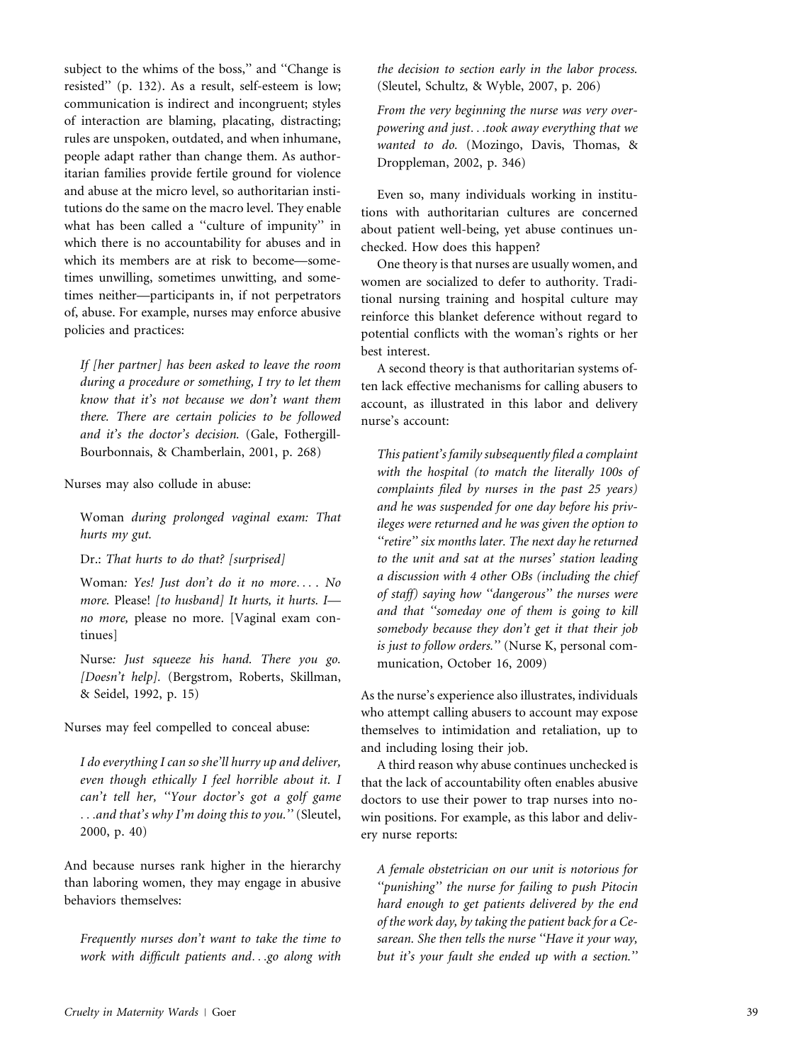subject to the whims of the boss," and "Change is resisted" (p. 132). As a result, self-esteem is low; communication is indirect and incongruent; styles of interaction are blaming, placating, distracting; rules are unspoken, outdated, and when inhumane, people adapt rather than change them. As authoritarian families provide fertile ground for violence and abuse at the micro level, so authoritarian institutions do the same on the macro level. They enable what has been called a "culture of impunity" in which there is no accountability for abuses and in which its members are at risk to become—sometimes unwilling, sometimes unwitting, and sometimes neither—participants in, if not perpetrators of, abuse. For example, nurses may enforce abusive policies and practices:

> *If [her partner] has been asked to leave the room during a procedure or something, I try to let them know that it's not because we don't want them there. There are certain policies to be followed and it's the doctor's decision.* (Gale, Fothergill-Bourbonnais, & Chamberlain, 2001, p. 268)

Nurses may also collude in abuse:

> Woman *during prolonged vaginal exam: That hurts my gut.*
>
> Dr.: *That hurts to do that? [surprised]*
>
> Woman*: Yes! Just don't do it no more. . . . No more.* Please! *[to husband] It hurts, it hurts. I—no more,* please no more. [Vaginal exam continues]
>
> Nurse*: Just squeeze his hand. There you go. [Doesn't help].* (Bergstrom, Roberts, Skillman, & Seidel, 1992, p. 15)

Nurses may feel compelled to conceal abuse:

> *I do everything I can so she'll hurry up and deliver, even though ethically I feel horrible about it. I can't tell her, "Your doctor's got a golf game . . .and that's why I'm doing this to you."* (Sleutel, 2000, p. 40)

And because nurses rank higher in the hierarchy than laboring women, they may engage in abusive behaviors themselves:

> *Frequently nurses don't want to take the time to work with difficult patients and. . .go along with the decision to section early in the labor process.* (Sleutel, Schultz, & Wyble, 2007, p. 206)
>
> *From the very beginning the nurse was very overpowering and just. . .took away everything that we wanted to do.* (Mozingo, Davis, Thomas, & Droppleman, 2002, p. 346)

Even so, many individuals working in institutions with authoritarian cultures are concerned about patient well-being, yet abuse continues unchecked. How does this happen?

One theory is that nurses are usually women, and women are socialized to defer to authority. Traditional nursing training and hospital culture may reinforce this blanket deference without regard to potential conflicts with the woman's rights or her best interest.

A second theory is that authoritarian systems often lack effective mechanisms for calling abusers to account, as illustrated in this labor and delivery nurse's account:

> *This patient's family subsequently filed a complaint with the hospital (to match the literally 100s of complaints filed by nurses in the past 25 years) and he was suspended for one day before his privileges were returned and he was given the option to "retire" six months later. The next day he returned to the unit and sat at the nurses' station leading a discussion with 4 other OBs (including the chief of staff) saying how "dangerous" the nurses were and that "someday one of them is going to kill somebody because they don't get it that their job is just to follow orders."* (Nurse K, personal communication, October 16, 2009)

As the nurse's experience also illustrates, individuals who attempt calling abusers to account may expose themselves to intimidation and retaliation, up to and including losing their job.

A third reason why abuse continues unchecked is that the lack of accountability often enables abusive doctors to use their power to trap nurses into no-win positions. For example, as this labor and delivery nurse reports:

> *A female obstetrician on our unit is notorious for "punishing" the nurse for failing to push Pitocin hard enough to get patients delivered by the end of the work day, by taking the patient back for a Cesarean. She then tells the nurse "Have it your way, but it's your fault she ended up with a section."*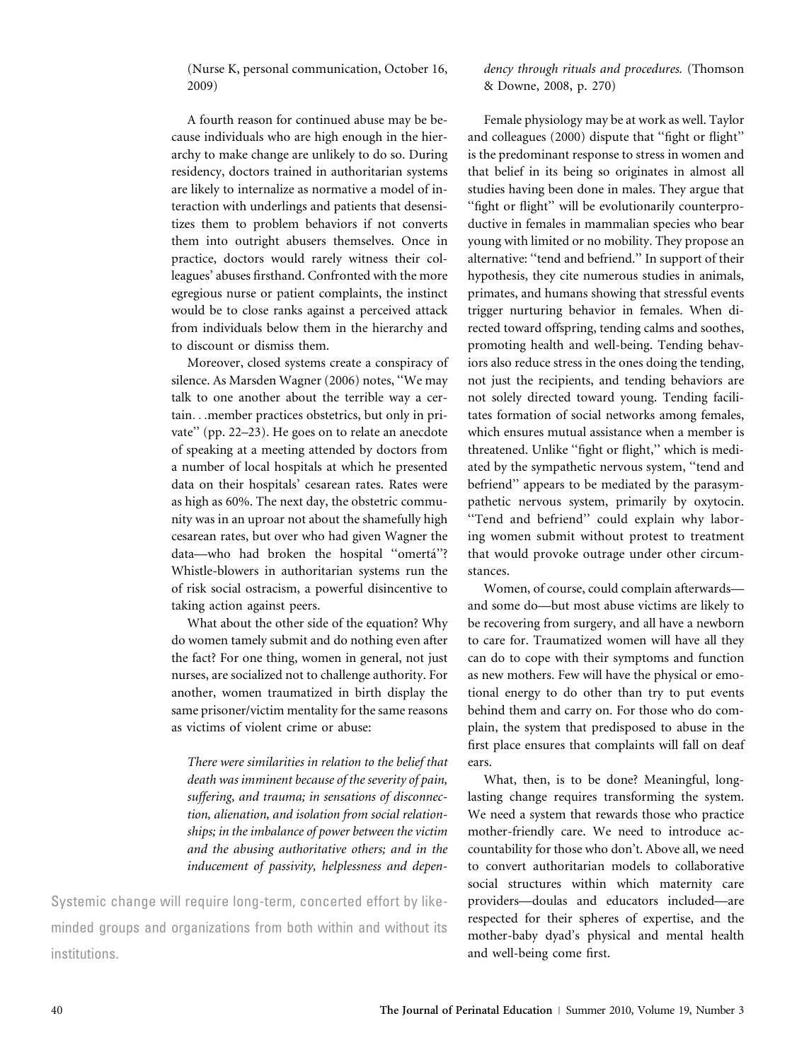(Nurse K, personal communication, October 16, 2009)

A fourth reason for continued abuse may be because individuals who are high enough in the hierarchy to make change are unlikely to do so. During residency, doctors trained in authoritarian systems are likely to internalize as normative a model of interaction with underlings and patients that desensitizes them to problem behaviors if not converts them into outright abusers themselves. Once in practice, doctors would rarely witness their colleagues' abuses firsthand. Confronted with the more egregious nurse or patient complaints, the instinct would be to close ranks against a perceived attack from individuals below them in the hierarchy and to discount or dismiss them.

Moreover, closed systems create a conspiracy of silence. As Marsden Wagner (2006) notes, ''We may talk to one another about the terrible way a certain. . .member practices obstetrics, but only in private'' (pp. 22–23). He goes on to relate an anecdote of speaking at a meeting attended by doctors from a number of local hospitals at which he presented data on their hospitals' cesarean rates. Rates were as high as 60%. The next day, the obstetric community was in an uproar not about the shamefully high cesarean rates, but over who had given Wagner the data—who had broken the hospital ''omertá''? Whistle-blowers in authoritarian systems run the of risk social ostracism, a powerful disincentive to taking action against peers.

What about the other side of the equation? Why do women tamely submit and do nothing even after the fact? For one thing, women in general, not just nurses, are socialized not to challenge authority. For another, women traumatized in birth display the same prisoner/victim mentality for the same reasons as victims of violent crime or abuse:

> *There were similarities in relation to the belief that death was imminent because of the severity of pain, suffering, and trauma; in sensations of disconnection, alienation, and isolation from social relationships; in the imbalance of power between the victim and the abusing authoritative others; and in the inducement of passivity, helplessness and dependency through rituals and procedures.* (Thomson & Downe, 2008, p. 270)

Systemic change will require long-term, concerted effort by like-minded groups and organizations from both within and without its institutions.

Female physiology may be at work as well. Taylor and colleagues (2000) dispute that ''fight or flight'' is the predominant response to stress in women and that belief in its being so originates in almost all studies having been done in males. They argue that ''fight or flight'' will be evolutionarily counterproductive in females in mammalian species who bear young with limited or no mobility. They propose an alternative: ''tend and befriend.'' In support of their hypothesis, they cite numerous studies in animals, primates, and humans showing that stressful events trigger nurturing behavior in females. When directed toward offspring, tending calms and soothes, promoting health and well-being. Tending behaviors also reduce stress in the ones doing the tending, not just the recipients, and tending behaviors are not solely directed toward young. Tending facilitates formation of social networks among females, which ensures mutual assistance when a member is threatened. Unlike ''fight or flight,'' which is mediated by the sympathetic nervous system, ''tend and befriend'' appears to be mediated by the parasympathetic nervous system, primarily by oxytocin. ''Tend and befriend'' could explain why laboring women submit without protest to treatment that would provoke outrage under other circumstances.

Women, of course, could complain afterwards—and some do—but most abuse victims are likely to be recovering from surgery, and all have a newborn to care for. Traumatized women will have all they can do to cope with their symptoms and function as new mothers. Few will have the physical or emotional energy to do other than try to put events behind them and carry on. For those who do complain, the system that predisposed to abuse in the first place ensures that complaints will fall on deaf ears.

What, then, is to be done? Meaningful, long-lasting change requires transforming the system. We need a system that rewards those who practice mother-friendly care. We need to introduce accountability for those who don't. Above all, we need to convert authoritarian models to collaborative social structures within which maternity care providers—doulas and educators included—are respected for their spheres of expertise, and the mother-baby dyad's physical and mental health and well-being come first.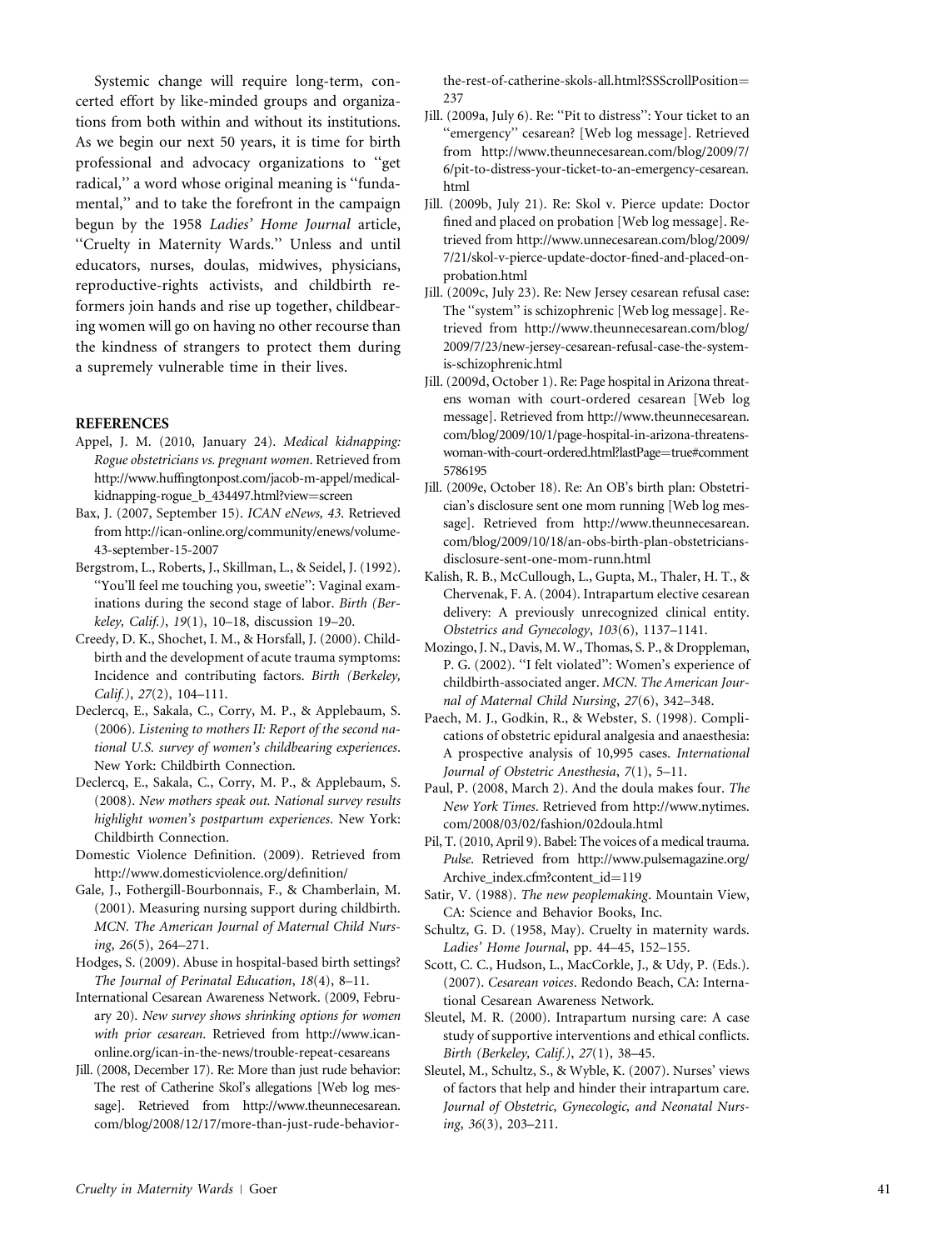Systemic change will require long-term, concerted effort by like-minded groups and organizations from both within and without its institutions. As we begin our next 50 years, it is time for birth professional and advocacy organizations to "get radical," a word whose original meaning is "fundamental," and to take the forefront in the campaign begun by the 1958 *Ladies' Home Journal* article, "Cruelty in Maternity Wards." Unless and until educators, nurses, doulas, midwives, physicians, reproductive-rights activists, and childbirth reformers join hands and rise up together, childbearing women will go on having no other recourse than the kindness of strangers to protect them during a supremely vulnerable time in their lives.

## REFERENCES

Appel, J. M. (2010, January 24). *Medical kidnapping: Rogue obstetricians vs. pregnant women*. Retrieved from http://www.huffingtonpost.com/jacob-m-appel/medical-kidnapping-rogue_b_434497.html?view=screen

Bax, J. (2007, September 15). *ICAN eNews, 43*. Retrieved from http://ican-online.org/community/enews/volume-43-september-15-2007

Bergstrom, L., Roberts, J., Skillman, L., & Seidel, J. (1992). "You'll feel me touching you, sweetie": Vaginal examinations during the second stage of labor. *Birth (Berkeley, Calif.)*, *19*(1), 10–18, discussion 19–20.

Creedy, D. K., Shochet, I. M., & Horsfall, J. (2000). Childbirth and the development of acute trauma symptoms: Incidence and contributing factors. *Birth (Berkeley, Calif.)*, *27*(2), 104–111.

Declercq, E., Sakala, C., Corry, M. P., & Applebaum, S. (2006). *Listening to mothers II: Report of the second national U.S. survey of women's childbearing experiences*. New York: Childbirth Connection.

Declercq, E., Sakala, C., Corry, M. P., & Applebaum, S. (2008). *New mothers speak out. National survey results highlight women's postpartum experiences*. New York: Childbirth Connection.

Domestic Violence Definition. (2009). Retrieved from http://www.domesticviolence.org/definition/

Gale, J., Fothergill-Bourbonnais, F., & Chamberlain, M. (2001). Measuring nursing support during childbirth. *MCN. The American Journal of Maternal Child Nursing*, *26*(5), 264–271.

Hodges, S. (2009). Abuse in hospital-based birth settings? *The Journal of Perinatal Education*, *18*(4), 8–11.

International Cesarean Awareness Network. (2009, February 20). *New survey shows shrinking options for women with prior cesarean*. Retrieved from http://www.ican-online.org/ican-in-the-news/trouble-repeat-cesareans

Jill. (2008, December 17). Re: More than just rude behavior: The rest of Catherine Skol's allegations [Web log message]. Retrieved from http://www.theunnecesarean.com/blog/2008/12/17/more-than-just-rude-behavior-the-rest-of-catherine-skols-all.html?SSScrollPosition=237

Jill. (2009a, July 6). Re: "Pit to distress": Your ticket to an "emergency" cesarean? [Web log message]. Retrieved from http://www.theunnecesarean.com/blog/2009/7/6/pit-to-distress-your-ticket-to-an-emergency-cesarean.html

Jill. (2009b, July 21). Re: Skol v. Pierce update: Doctor fined and placed on probation [Web log message]. Retrieved from http://www.unnecesarean.com/blog/2009/7/21/skol-v-pierce-update-doctor-fined-and-placed-on-probation.html

Jill. (2009c, July 23). Re: New Jersey cesarean refusal case: The "system" is schizophrenic [Web log message]. Retrieved from http://www.theunnecesarean.com/blog/2009/7/23/new-jersey-cesarean-refusal-case-the-system-is-schizophrenic.html

Jill. (2009d, October 1). Re: Page hospital in Arizona threatens woman with court-ordered cesarean [Web log message]. Retrieved from http://www.theunnecesarean.com/blog/2009/10/1/page-hospital-in-arizona-threatens-woman-with-court-ordered.html?lastPage=true#comment5786195

Jill. (2009e, October 18). Re: An OB's birth plan: Obstetrician's disclosure sent one mom running [Web log message]. Retrieved from http://www.theunnecesarean.com/blog/2009/10/18/an-obs-birth-plan-obstetricians-disclosure-sent-one-mom-runn.html

Kalish, R. B., McCullough, L., Gupta, M., Thaler, H. T., & Chervenak, F. A. (2004). Intrapartum elective cesarean delivery: A previously unrecognized clinical entity. *Obstetrics and Gynecology*, *103*(6), 1137–1141.

Mozingo, J. N., Davis, M. W., Thomas, S. P., & Droppleman, P. G. (2002). "I felt violated": Women's experience of childbirth-associated anger. *MCN. The American Journal of Maternal Child Nursing*, *27*(6), 342–348.

Paech, M. J., Godkin, R., & Webster, S. (1998). Complications of obstetric epidural analgesia and anaesthesia: A prospective analysis of 10,995 cases. *International Journal of Obstetric Anesthesia*, *7*(1), 5–11.

Paul, P. (2008, March 2). And the doula makes four. *The New York Times*. Retrieved from http://www.nytimes.com/2008/03/02/fashion/02doula.html

Pil, T. (2010, April 9). Babel: The voices of a medical trauma. *Pulse*. Retrieved from http://www.pulsemagazine.org/Archive_index.cfm?content_id=119

Satir, V. (1988). *The new peoplemaking*. Mountain View, CA: Science and Behavior Books, Inc.

Schultz, G. D. (1958, May). Cruelty in maternity wards. *Ladies' Home Journal*, pp. 44–45, 152–155.

Scott, C. C., Hudson, L., MacCorkle, J., & Udy, P. (Eds.). (2007). *Cesarean voices*. Redondo Beach, CA: International Cesarean Awareness Network.

Sleutel, M. R. (2000). Intrapartum nursing care: A case study of supportive interventions and ethical conflicts. *Birth (Berkeley, Calif.)*, *27*(1), 38–45.

Sleutel, M., Schultz, S., & Wyble, K. (2007). Nurses' views of factors that help and hinder their intrapartum care. *Journal of Obstetric, Gynecologic, and Neonatal Nursing*, *36*(3), 203–211.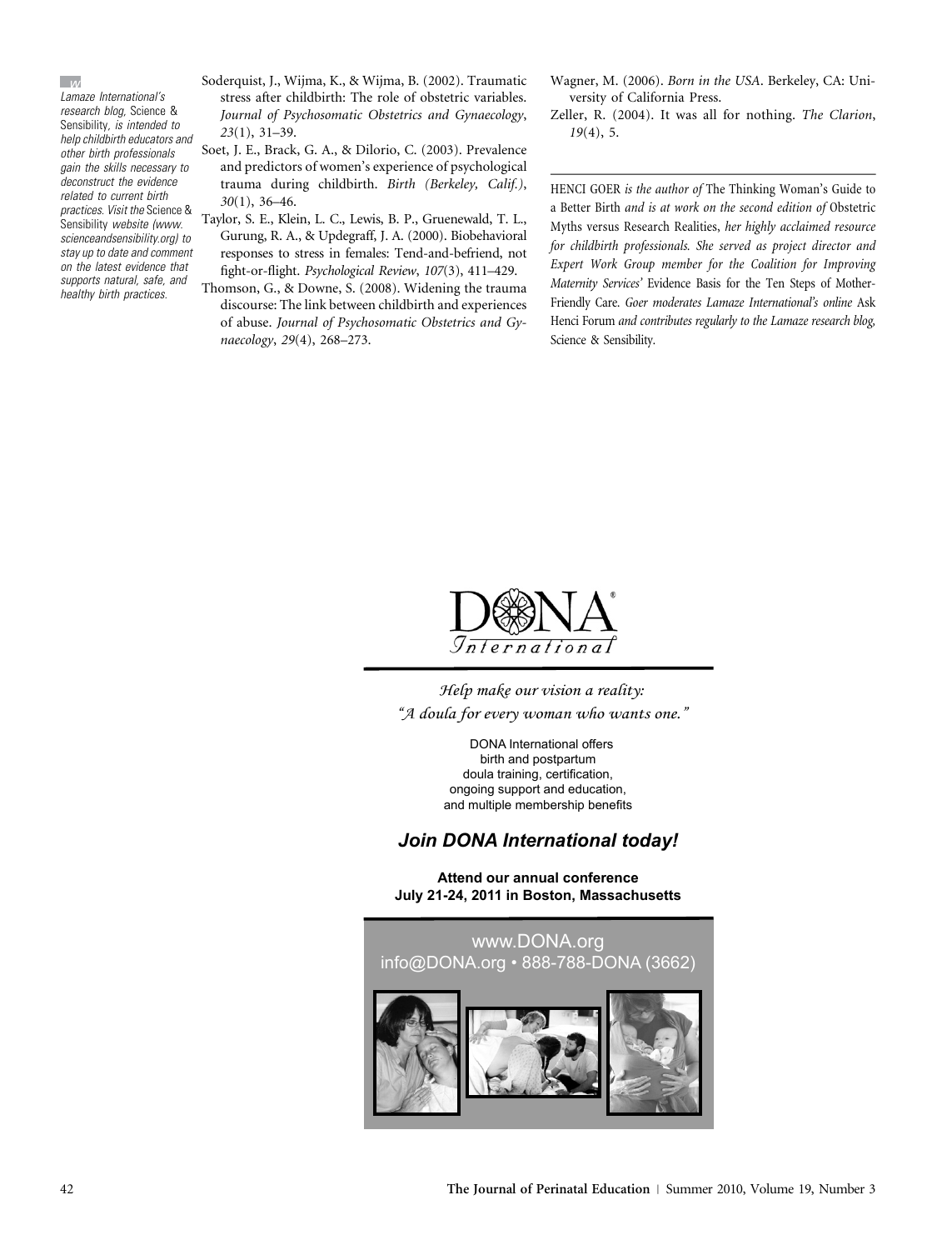*Lamaze International's research blog,* Science & Sensibility, *is intended to help childbirth educators and other birth professionals gain the skills necessary to deconstruct the evidence related to current birth practices. Visit the* Science & Sensibility *website (www.scienceandsensibility.org) to stay up to date and comment on the latest evidence that supports natural, safe, and healthy birth practices.*

Soderquist, J., Wijma, K., & Wijma, B. (2002). Traumatic stress after childbirth: The role of obstetric variables. *Journal of Psychosomatic Obstetrics and Gynaecology*, *23*(1), 31–39.

Soet, J. E., Brack, G. A., & Dilorio, C. (2003). Prevalence and predictors of women's experience of psychological trauma during childbirth. *Birth (Berkeley, Calif.)*, *30*(1), 36–46.

Taylor, S. E., Klein, L. C., Lewis, B. P., Gruenewald, T. L., Gurung, R. A., & Updegraff, J. A. (2000). Biobehavioral responses to stress in females: Tend-and-befriend, not fight-or-flight. *Psychological Review*, *107*(3), 411–429.

Thomson, G., & Downe, S. (2008). Widening the trauma discourse: The link between childbirth and experiences of abuse. *Journal of Psychosomatic Obstetrics and Gynaecology*, *29*(4), 268–273.

Wagner, M. (2006). *Born in the USA*. Berkeley, CA: University of California Press.

Zeller, R. (2004). It was all for nothing. *The Clarion*, *19*(4), 5.

---

HENCI GOER *is the author of* The Thinking Woman's Guide to a Better Birth *and is at work on the second edition of* Obstetric Myths versus Research Realities, *her highly acclaimed resource for childbirth professionals. She served as project director and Expert Work Group member for the Coalition for Improving Maternity Services'* Evidence Basis for the Ten Steps of Mother-Friendly Care. *Goer moderates Lamaze International's online* Ask Henci Forum *and contributes regularly to the Lamaze research blog,* Science & Sensibility.

---

DONA International

*Help make our vision a reality:*
*"A doula for every woman who wants one."*

DONA International offers birth and postpartum doula training, certification, ongoing support and education, and multiple membership benefits

***Join DONA International today!***

**Attend our annual conference**
**July 21-24, 2011 in Boston, Massachusetts**

www.DONA.org
info@DONA.org • 888-788-DONA (3662)